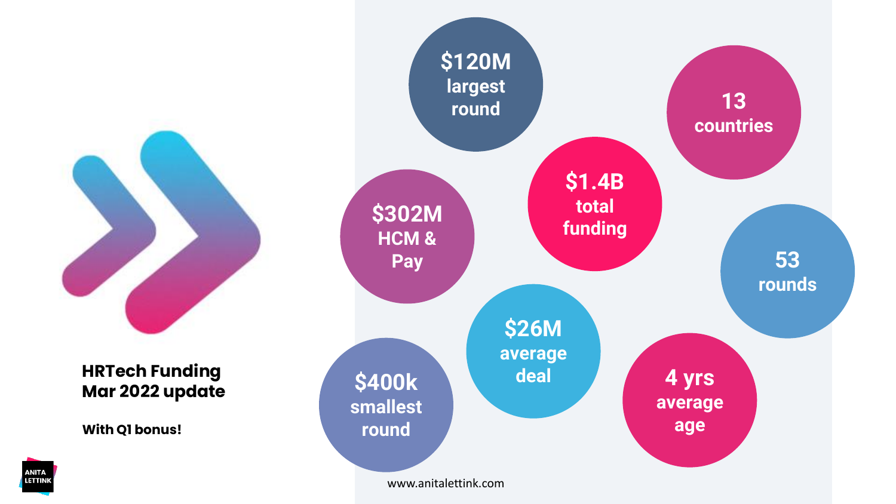# HRTech Funding Mar 2022 update

**With Q1 bonus!**

- **$120M** largest round
- **13** countries
- **$302M** HCM & Pay
- **$1.4B** total funding
- **53** rounds
- **$26M** average deal
- **$400k** smallest round
- **4 yrs** average age

www.anitalettink.com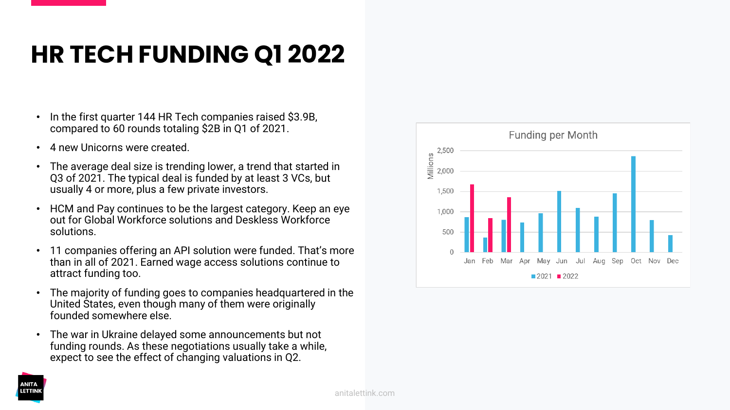# HR TECH FUNDING Q1 2022

- In the first quarter 144 HR Tech companies raised $3.9B, compared to 60 rounds totaling $2B in Q1 of 2021.
- 4 new Unicorns were created.
- The average deal size is trending lower, a trend that started in Q3 of 2021. The typical deal is funded by at least 3 VCs, but usually 4 or more, plus a few private investors.
- HCM and Pay continues to be the largest category. Keep an eye out for Global Workforce solutions and Deskless Workforce solutions.
- 11 companies offering an API solution were funded. That's more than in all of 2021. Earned wage access solutions continue to attract funding too.
- The majority of funding goes to companies headquartered in the United States, even though many of them were originally founded somewhere else.
- The war in Ukraine delayed some announcements but not funding rounds. As these negotiations usually take a while, expect to see the effect of changing valuations in Q2.

Funding per Month

Millions

Jan Feb Mar Apr May Jun Jul Aug Sep Oct Nov Dec

2021 2022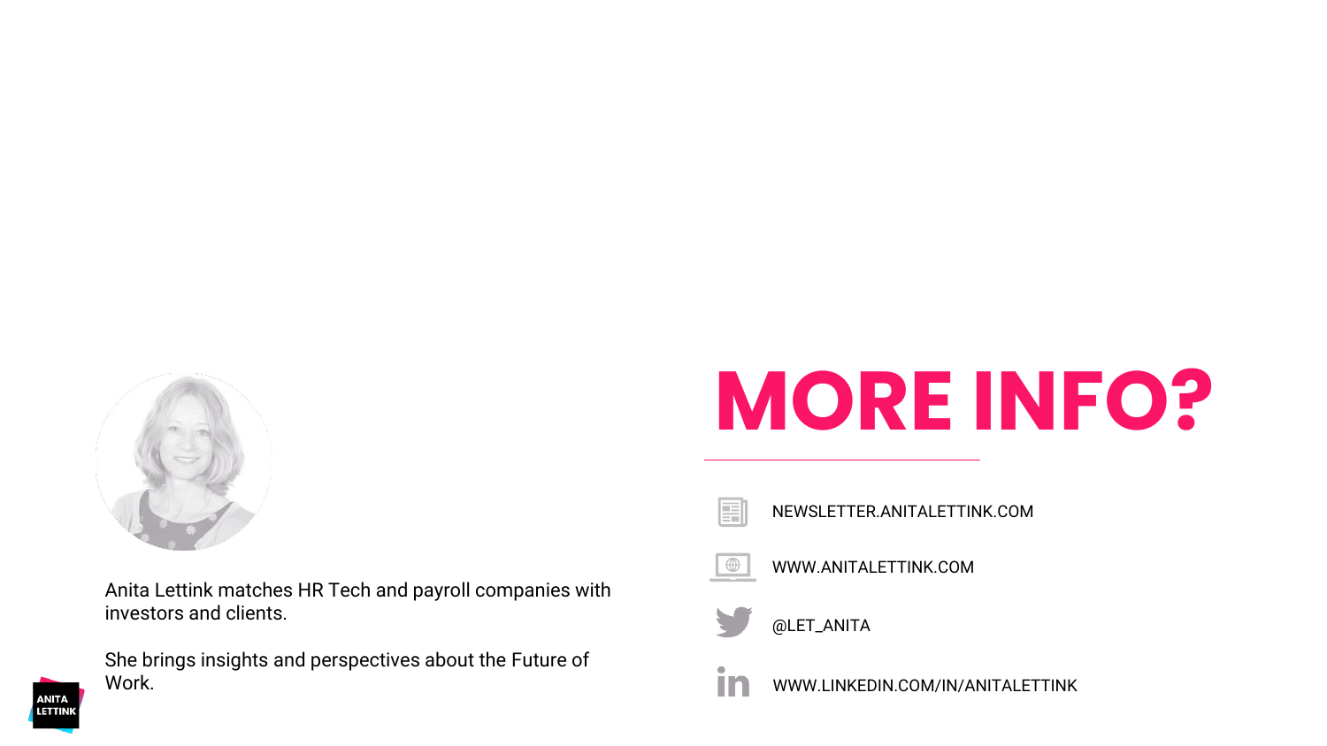# MORE INFO?

NEWSLETTER.ANITALETTINK.COM

WWW.ANITALETTINK.COM

@LET_ANITA

WWW.LINKEDIN.COM/IN/ANITALETTINK

Anita Lettink matches HR Tech and payroll companies with investors and clients.

She brings insights and perspectives about the Future of Work.

ANITA LETTINK